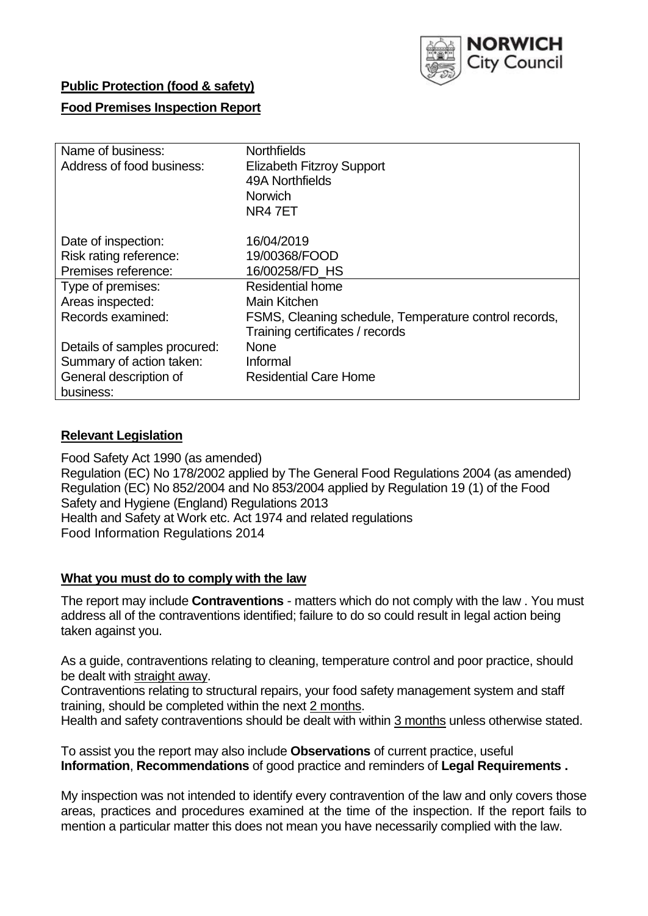NORWICH City Council

**Public Protection (food & safety)**

**Food Premises Inspection Report**

| Name of business: | Northfields |
|---|---|
| Address of food business: | Elizabeth Fitzroy Support<br>49A Northfields<br>Norwich<br>NR4 7ET |
| Date of inspection: | 16/04/2019 |
| Risk rating reference: | 19/00368/FOOD |
| Premises reference: | 16/00258/FD_HS |
| Type of premises: | Residential home |
| Areas inspected: | Main Kitchen |
| Records examined: | FSMS, Cleaning schedule, Temperature control records, Training certificates / records |
| Details of samples procured: | None |
| Summary of action taken: | Informal |
| General description of business: | Residential Care Home |

## Relevant Legislation

Food Safety Act 1990 (as amended)
Regulation (EC) No 178/2002 applied by The General Food Regulations 2004 (as amended)
Regulation (EC) No 852/2004 and No 853/2004 applied by Regulation 19 (1) of the Food Safety and Hygiene (England) Regulations 2013
Health and Safety at Work etc. Act 1974 and related regulations
Food Information Regulations 2014

## What you must do to comply with the law

The report may include **Contraventions** - matters which do not comply with the law . You must address all of the contraventions identified; failure to do so could result in legal action being taken against you.

As a guide, contraventions relating to cleaning, temperature control and poor practice, should be dealt with straight away.

Contraventions relating to structural repairs, your food safety management system and staff training, should be completed within the next 2 months.

Health and safety contraventions should be dealt with within 3 months unless otherwise stated.

To assist you the report may also include **Observations** of current practice, useful **Information**, **Recommendations** of good practice and reminders of **Legal Requirements .**

My inspection was not intended to identify every contravention of the law and only covers those areas, practices and procedures examined at the time of the inspection. If the report fails to mention a particular matter this does not mean you have necessarily complied with the law.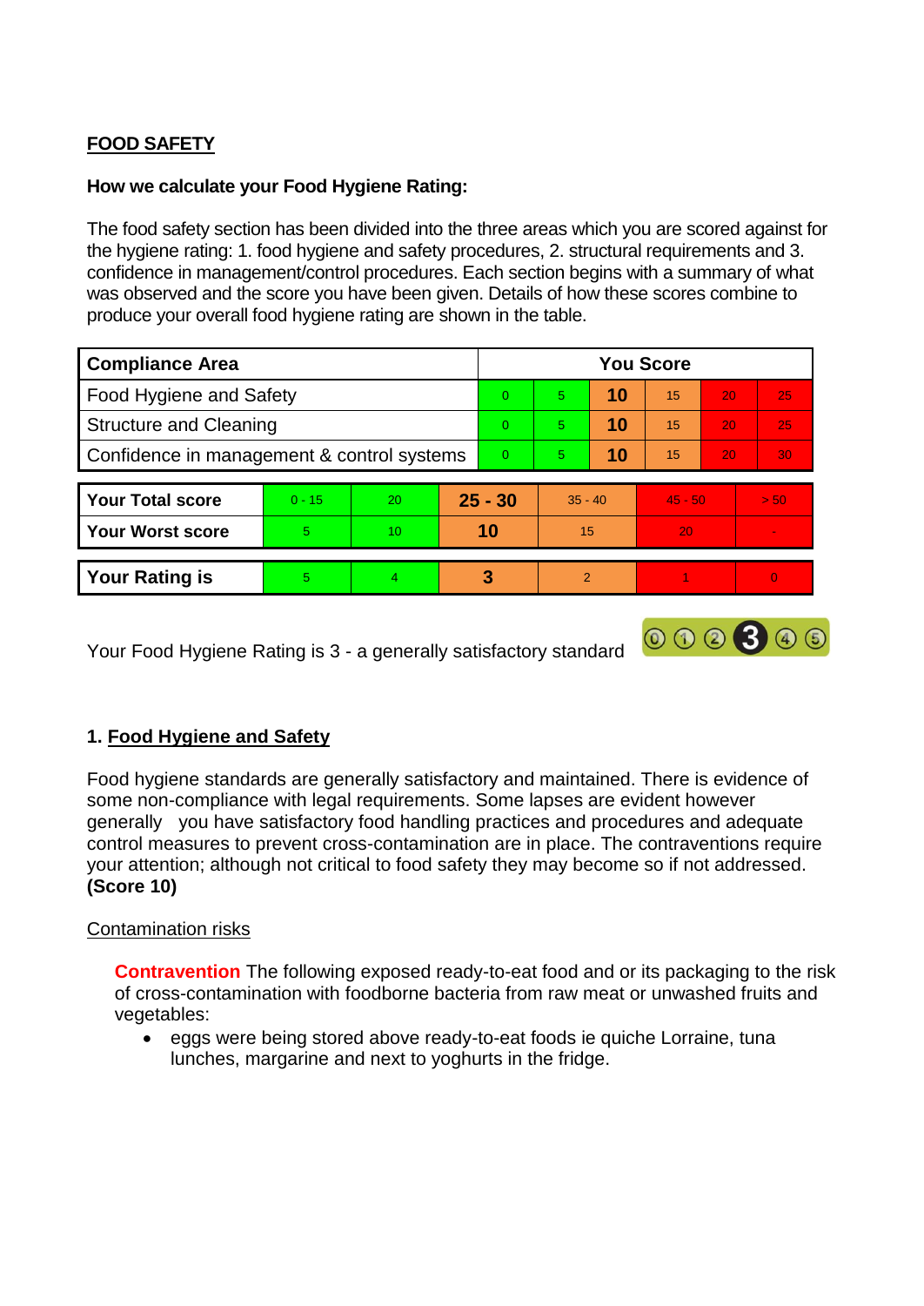## FOOD SAFETY

**How we calculate your Food Hygiene Rating:**

The food safety section has been divided into the three areas which you are scored against for the hygiene rating: 1. food hygiene and safety procedures, 2. structural requirements and 3. confidence in management/control procedures. Each section begins with a summary of what was observed and the score you have been given. Details of how these scores combine to produce your overall food hygiene rating are shown in the table.

| Compliance Area | You Score | | | | | |
|---|---|---|---|---|---|---|
| Food Hygiene and Safety | 0 | 5 | **10** | 15 | 20 | 25 |
| Structure and Cleaning | 0 | 5 | **10** | 15 | 20 | 25 |
| Confidence in management & control systems | 0 | 5 | **10** | 15 | 20 | 30 |

| | | | | | | |
|---|---|---|---|---|---|---|
| **Your Total score** | 0 - 15 | 20 | **25 - 30** | 35 - 40 | 45 - 50 | > 50 |
| **Your Worst score** | 5 | 10 | **10** | 15 | 20 | - |
| **Your Rating is** | 5 | 4 | **3** | 2 | 1 | 0 |

Your Food Hygiene Rating is 3 - a generally satisfactory standard

### 1. Food Hygiene and Safety

Food hygiene standards are generally satisfactory and maintained. There is evidence of some non-compliance with legal requirements. Some lapses are evident however generally you have satisfactory food handling practices and procedures and adequate control measures to prevent cross-contamination are in place. The contraventions require your attention; although not critical to food safety they may become so if not addressed. **(Score 10)**

Contamination risks

**Contravention** The following exposed ready-to-eat food and or its packaging to the risk of cross-contamination with foodborne bacteria from raw meat or unwashed fruits and vegetables:

- eggs were being stored above ready-to-eat foods ie quiche Lorraine, tuna lunches, margarine and next to yoghurts in the fridge.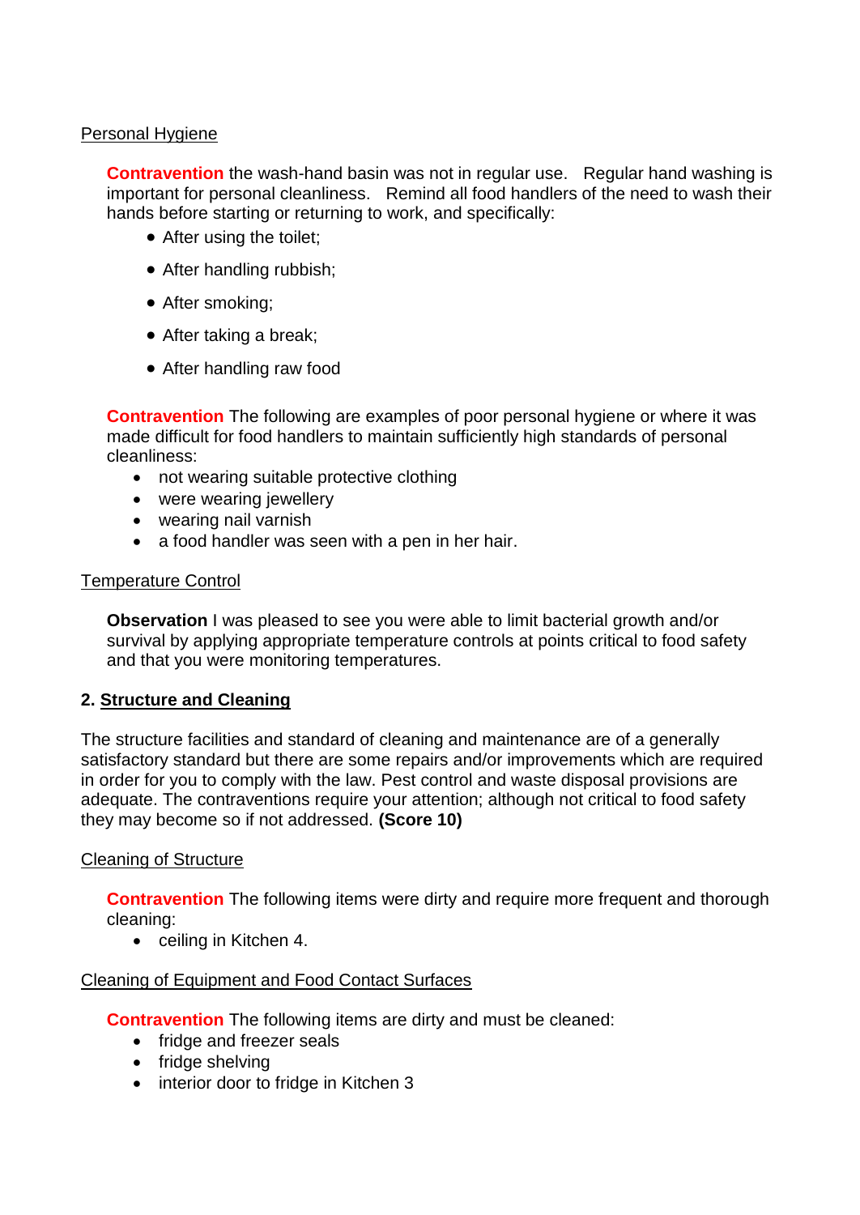Personal Hygiene

**Contravention** the wash-hand basin was not in regular use. Regular hand washing is important for personal cleanliness. Remind all food handlers of the need to wash their hands before starting or returning to work, and specifically:

- After using the toilet;
- After handling rubbish;
- After smoking;
- After taking a break;
- After handling raw food

**Contravention** The following are examples of poor personal hygiene or where it was made difficult for food handlers to maintain sufficiently high standards of personal cleanliness:

- not wearing suitable protective clothing
- were wearing jewellery
- wearing nail varnish
- a food handler was seen with a pen in her hair.

Temperature Control

**Observation** I was pleased to see you were able to limit bacterial growth and/or survival by applying appropriate temperature controls at points critical to food safety and that you were monitoring temperatures.

## 2. Structure and Cleaning

The structure facilities and standard of cleaning and maintenance are of a generally satisfactory standard but there are some repairs and/or improvements which are required in order for you to comply with the law. Pest control and waste disposal provisions are adequate. The contraventions require your attention; although not critical to food safety they may become so if not addressed. **(Score 10)**

Cleaning of Structure

**Contravention** The following items were dirty and require more frequent and thorough cleaning:

- ceiling in Kitchen 4.

Cleaning of Equipment and Food Contact Surfaces

**Contravention** The following items are dirty and must be cleaned:

- fridge and freezer seals
- fridge shelving
- interior door to fridge in Kitchen 3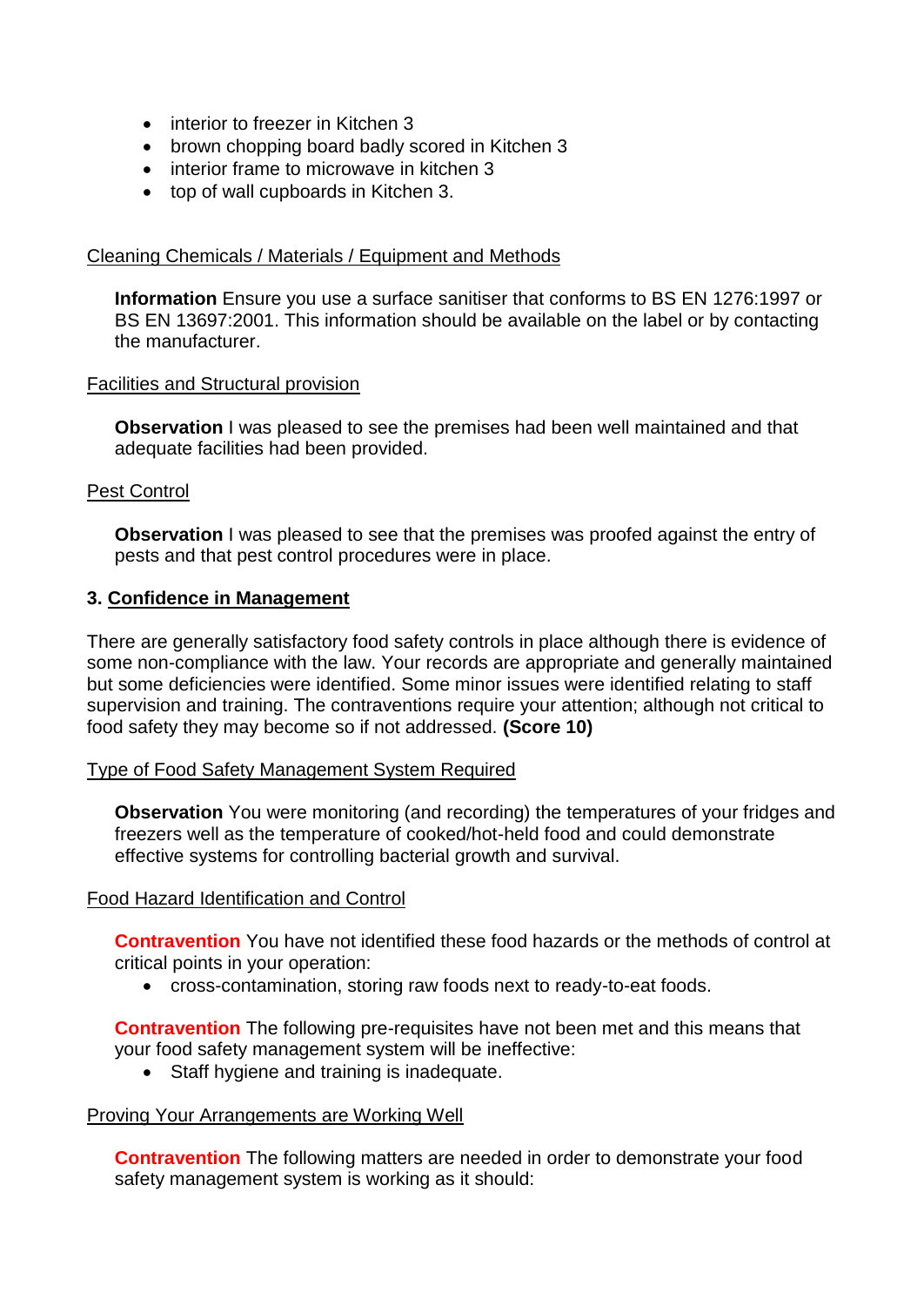- interior to freezer in Kitchen 3
- brown chopping board badly scored in Kitchen 3
- interior frame to microwave in kitchen 3
- top of wall cupboards in Kitchen 3.

Cleaning Chemicals / Materials / Equipment and Methods

**Information** Ensure you use a surface sanitiser that conforms to BS EN 1276:1997 or BS EN 13697:2001. This information should be available on the label or by contacting the manufacturer.

Facilities and Structural provision

**Observation** I was pleased to see the premises had been well maintained and that adequate facilities had been provided.

Pest Control

**Observation** I was pleased to see that the premises was proofed against the entry of pests and that pest control procedures were in place.

## 3. Confidence in Management

There are generally satisfactory food safety controls in place although there is evidence of some non-compliance with the law. Your records are appropriate and generally maintained but some deficiencies were identified. Some minor issues were identified relating to staff supervision and training. The contraventions require your attention; although not critical to food safety they may become so if not addressed. **(Score 10)**

Type of Food Safety Management System Required

**Observation** You were monitoring (and recording) the temperatures of your fridges and freezers well as the temperature of cooked/hot-held food and could demonstrate effective systems for controlling bacterial growth and survival.

Food Hazard Identification and Control

**Contravention** You have not identified these food hazards or the methods of control at critical points in your operation:

- cross-contamination, storing raw foods next to ready-to-eat foods.

**Contravention** The following pre-requisites have not been met and this means that your food safety management system will be ineffective:

- Staff hygiene and training is inadequate.

Proving Your Arrangements are Working Well

**Contravention** The following matters are needed in order to demonstrate your food safety management system is working as it should: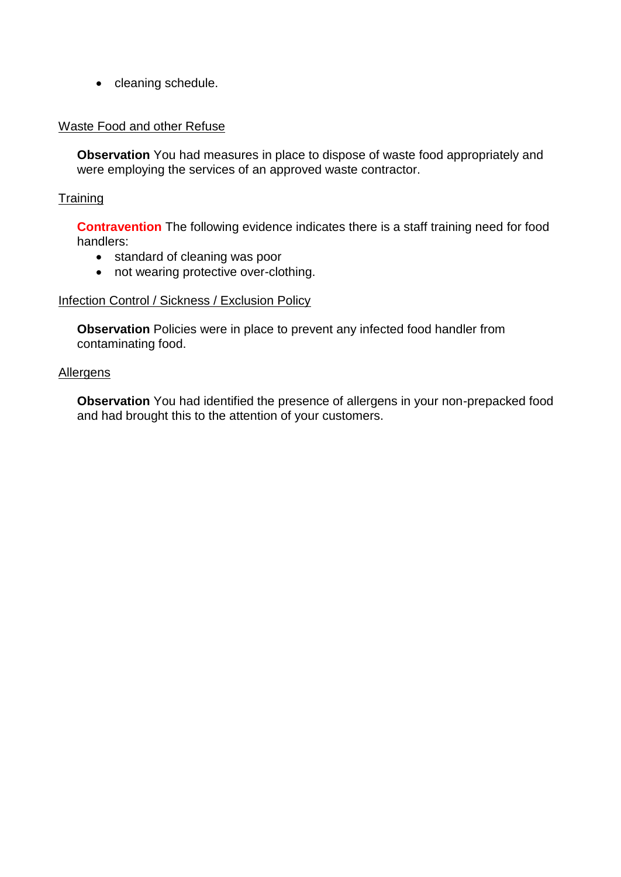- cleaning schedule.

Waste Food and other Refuse

**Observation** You had measures in place to dispose of waste food appropriately and were employing the services of an approved waste contractor.

Training

**Contravention** The following evidence indicates there is a staff training need for food handlers:

- standard of cleaning was poor
- not wearing protective over-clothing.

Infection Control / Sickness / Exclusion Policy

**Observation** Policies were in place to prevent any infected food handler from contaminating food.

Allergens

**Observation** You had identified the presence of allergens in your non-prepacked food and had brought this to the attention of your customers.